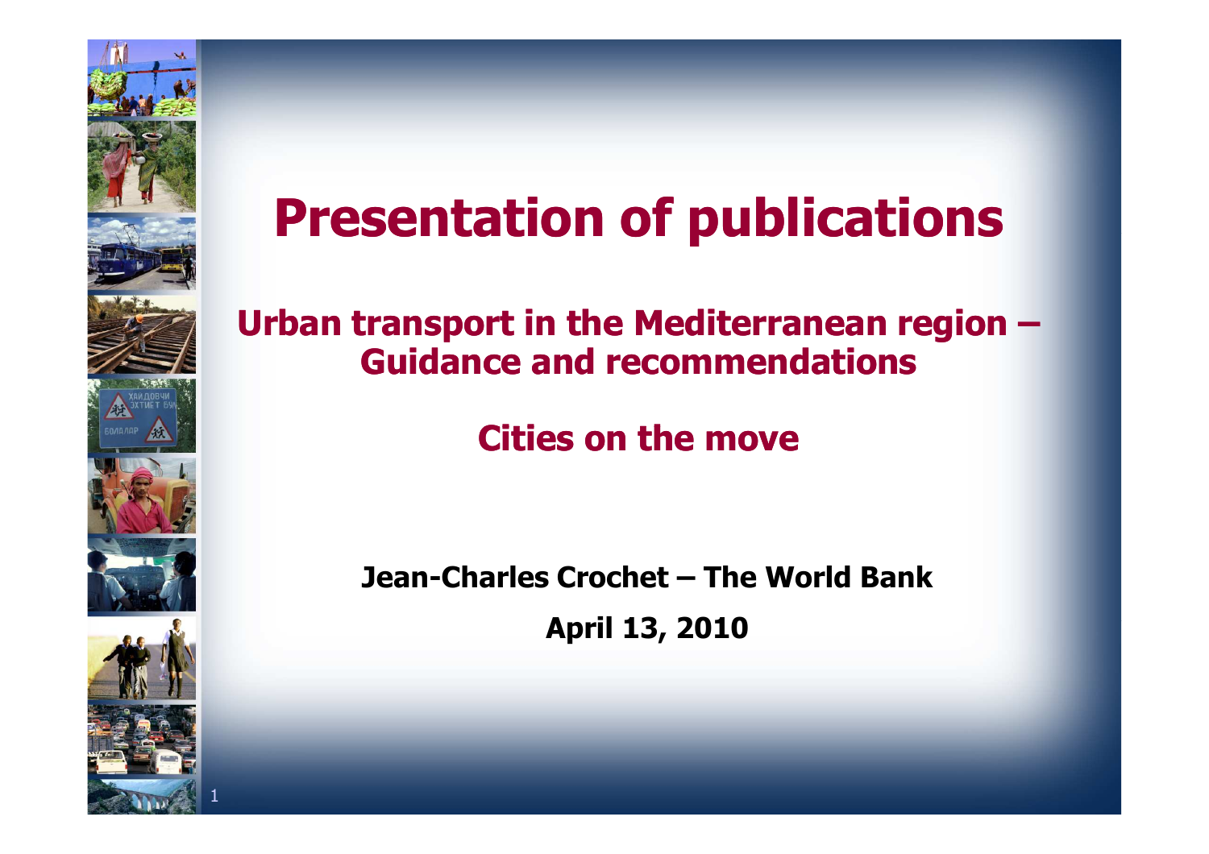# Presentation of publications

## Urban transport in the Mediterranean region – Guidance and recommendations

## Cities on the move

**Jean-Charles Crochet – The World Bank**

**April 13, 2010**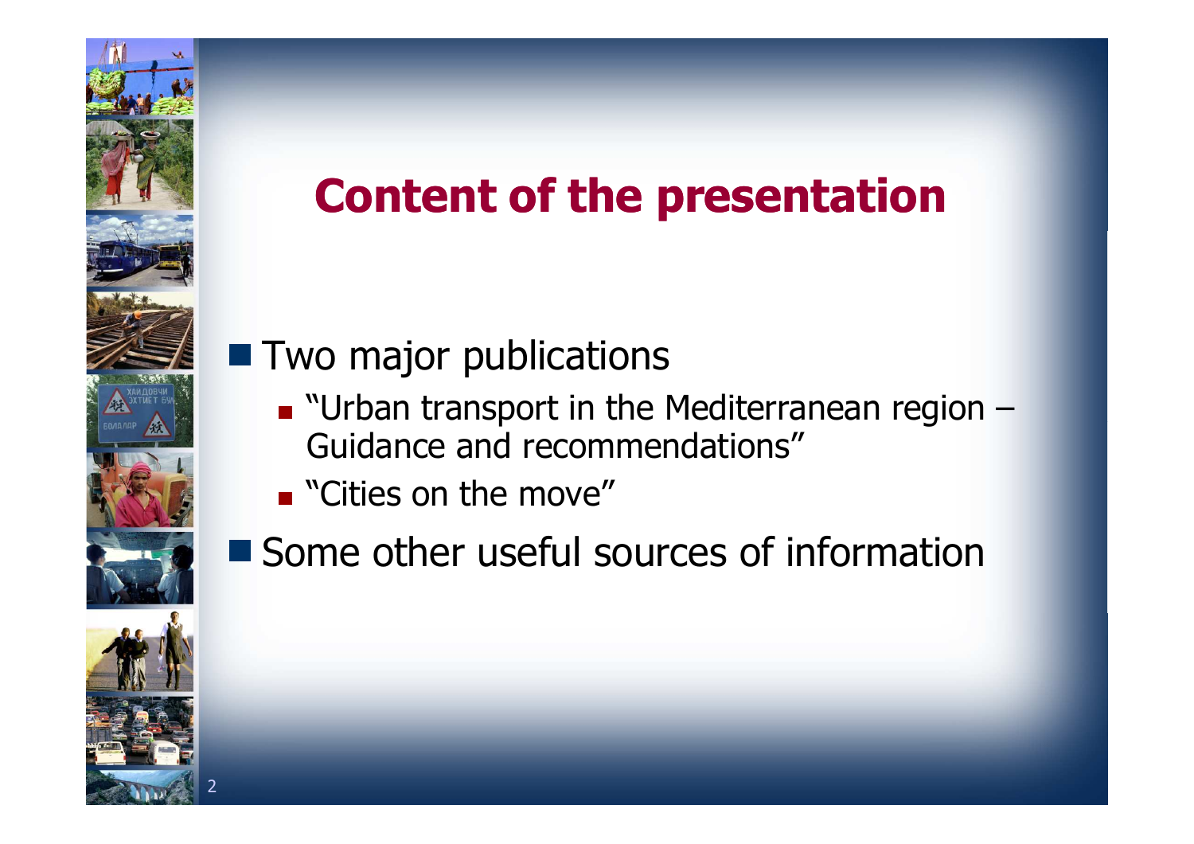# Content of the presentation

- Two major publications
  - "Urban transport in the Mediterranean region – Guidance and recommendations"
  - "Cities on the move"
- Some other useful sources of information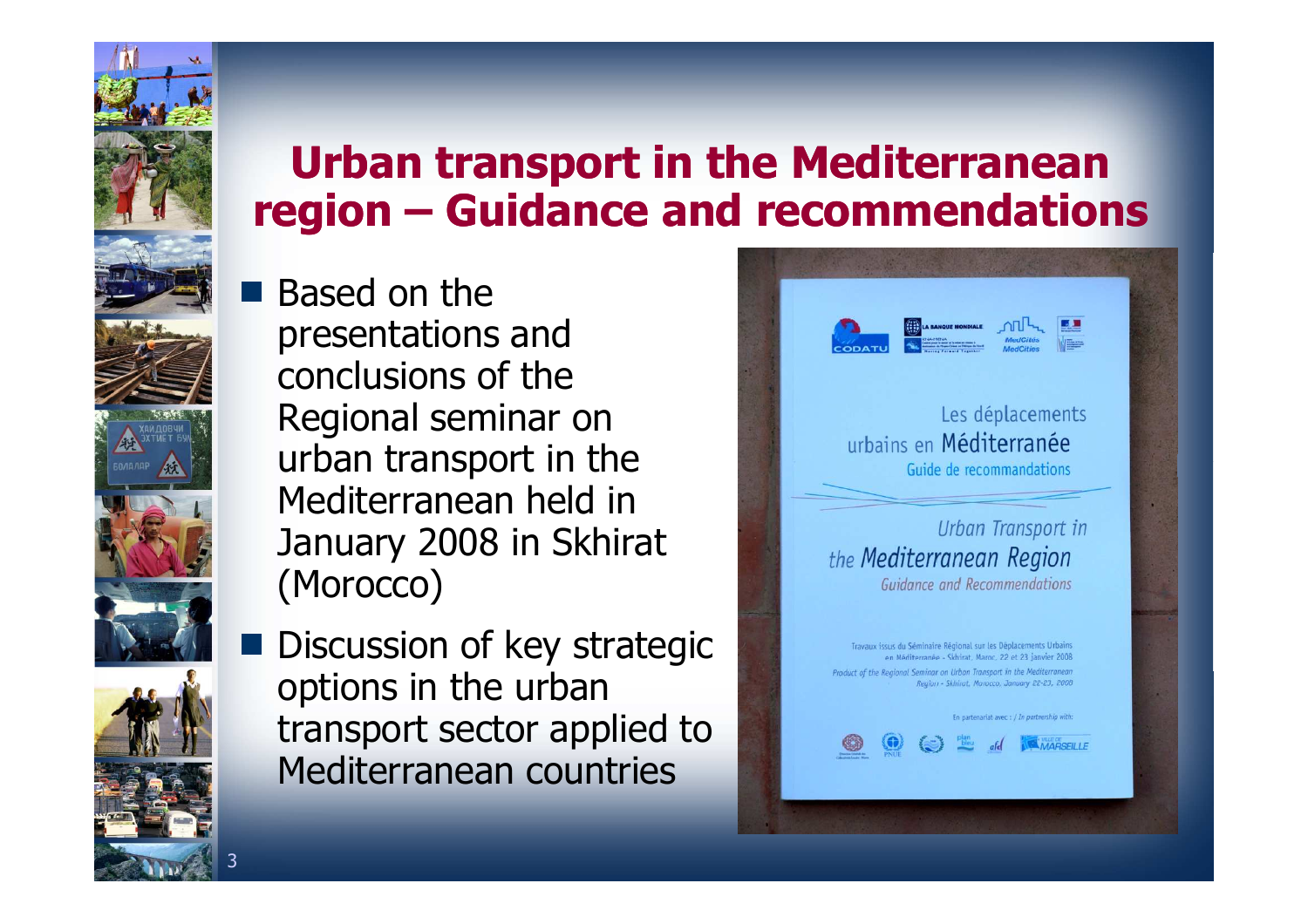# Urban transport in the Mediterranean region – Guidance and recommendations

- Based on the presentations and conclusions of the Regional seminar on urban transport in the Mediterranean held in January 2008 in Skhirat (Morocco)
- Discussion of key strategic options in the urban transport sector applied to Mediterranean countries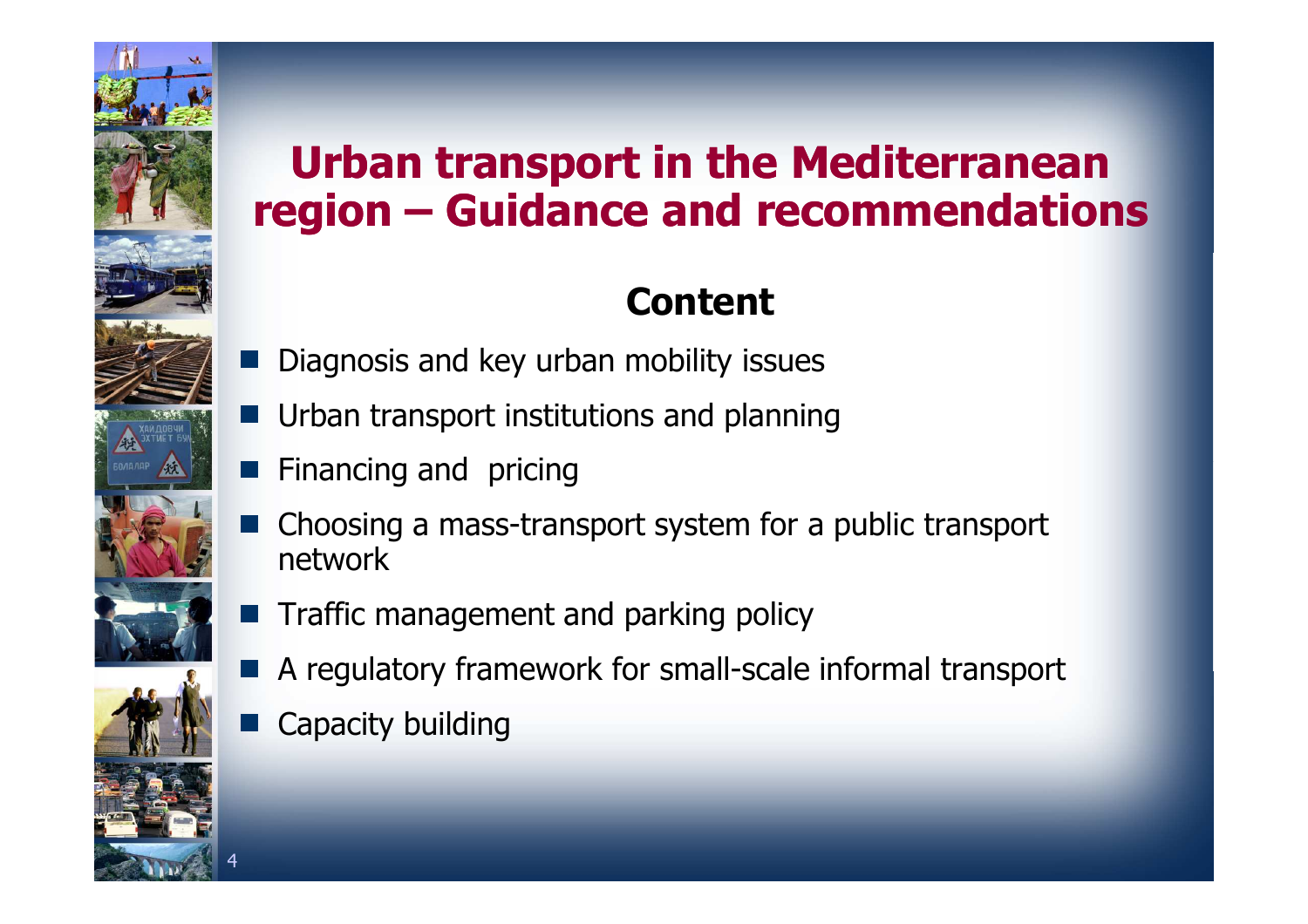# Urban transport in the Mediterranean region – Guidance and recommendations

## Content

- Diagnosis and key urban mobility issues
- Urban transport institutions and planning
- Financing and pricing
- Choosing a mass-transport system for a public transport network
- Traffic management and parking policy
- A regulatory framework for small-scale informal transport
- Capacity building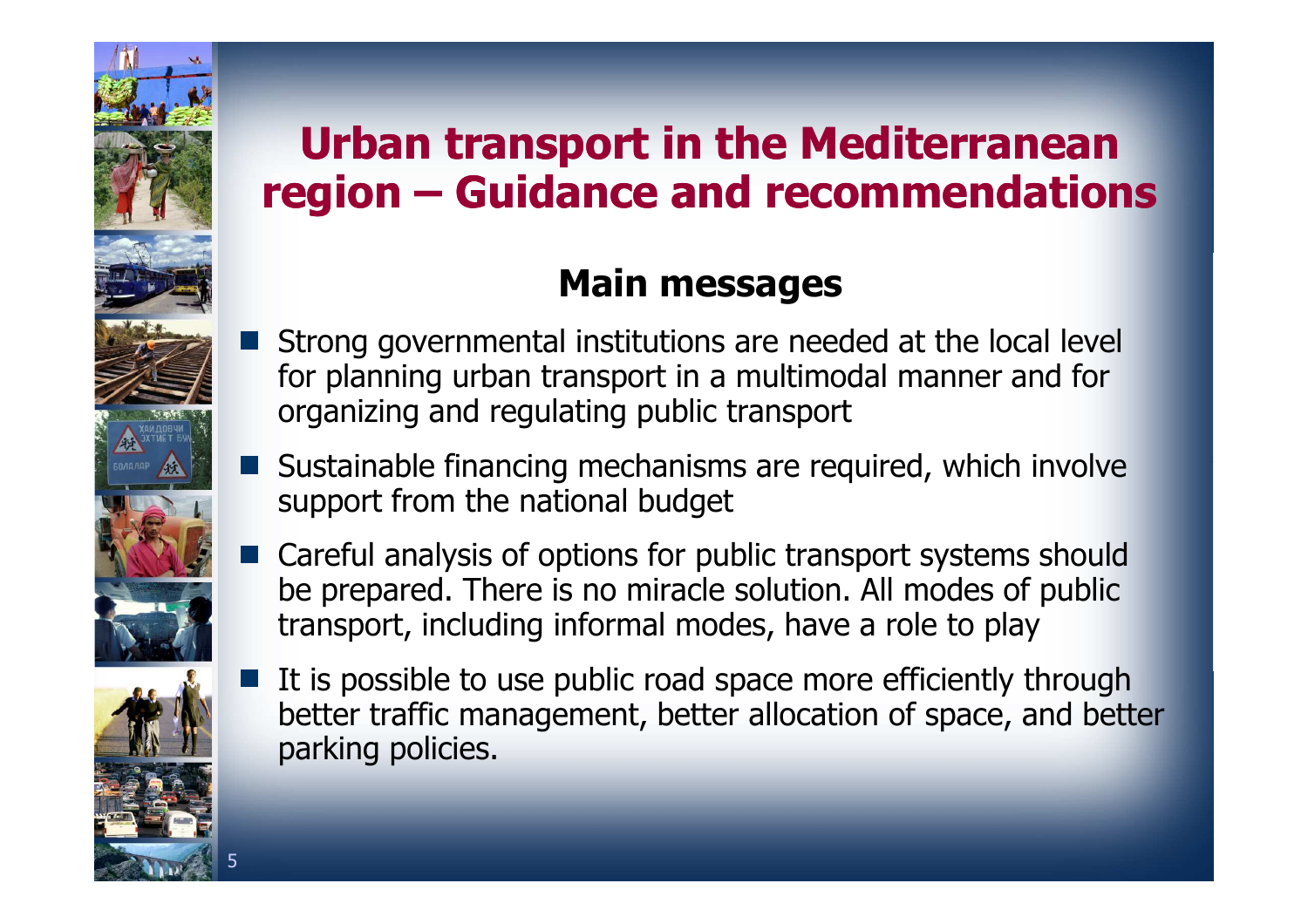# Urban transport in the Mediterranean region – Guidance and recommendations

## Main messages

- Strong governmental institutions are needed at the local level for planning urban transport in a multimodal manner and for organizing and regulating public transport
- Sustainable financing mechanisms are required, which involve support from the national budget
- Careful analysis of options for public transport systems should be prepared. There is no miracle solution. All modes of public transport, including informal modes, have a role to play
- It is possible to use public road space more efficiently through better traffic management, better allocation of space, and better parking policies.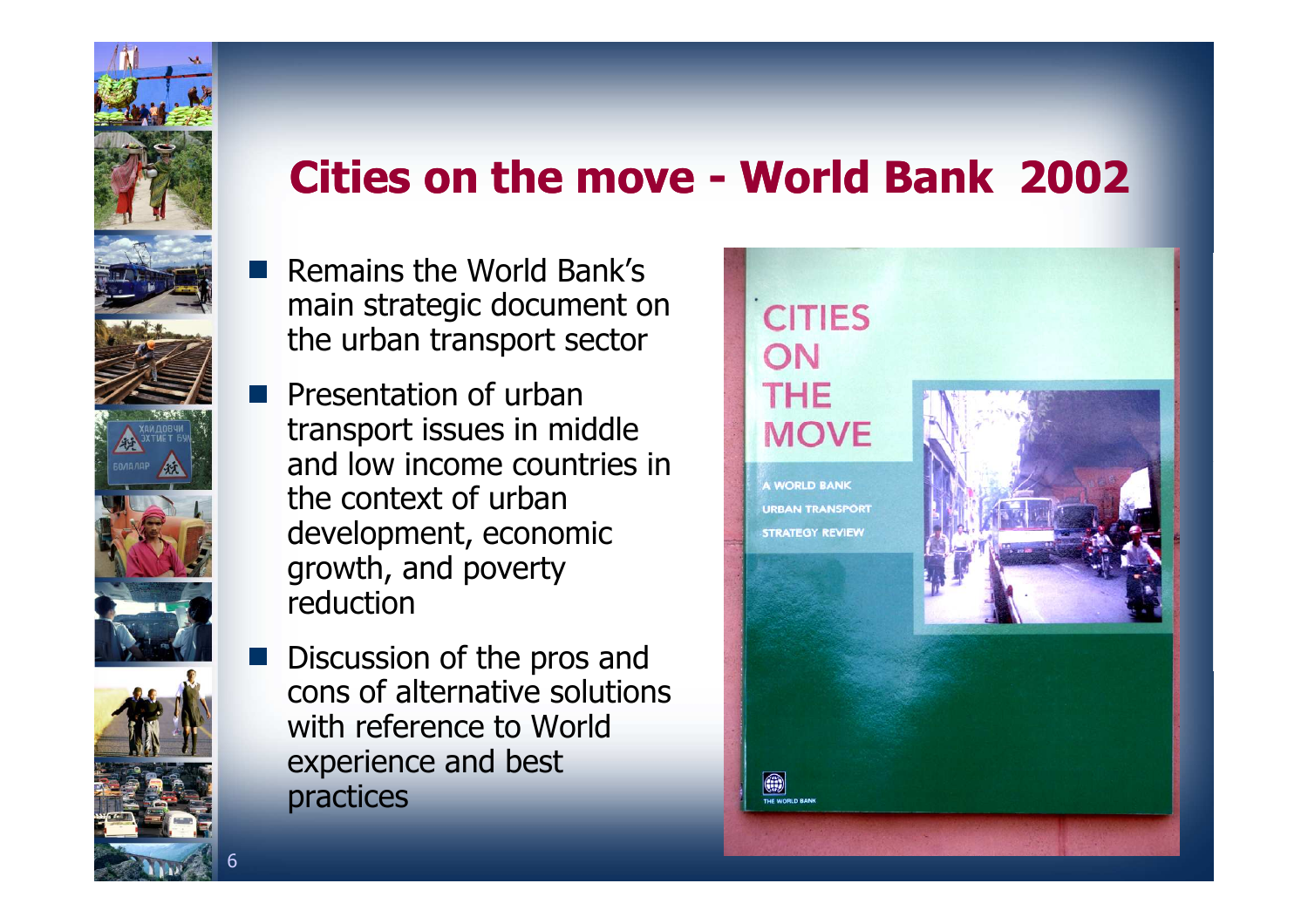# Cities on the move - World Bank 2002

- Remains the World Bank's main strategic document on the urban transport sector
- Presentation of urban transport issues in middle and low income countries in the context of urban development, economic growth, and poverty reduction
- Discussion of the pros and cons of alternative solutions with reference to World experience and best practices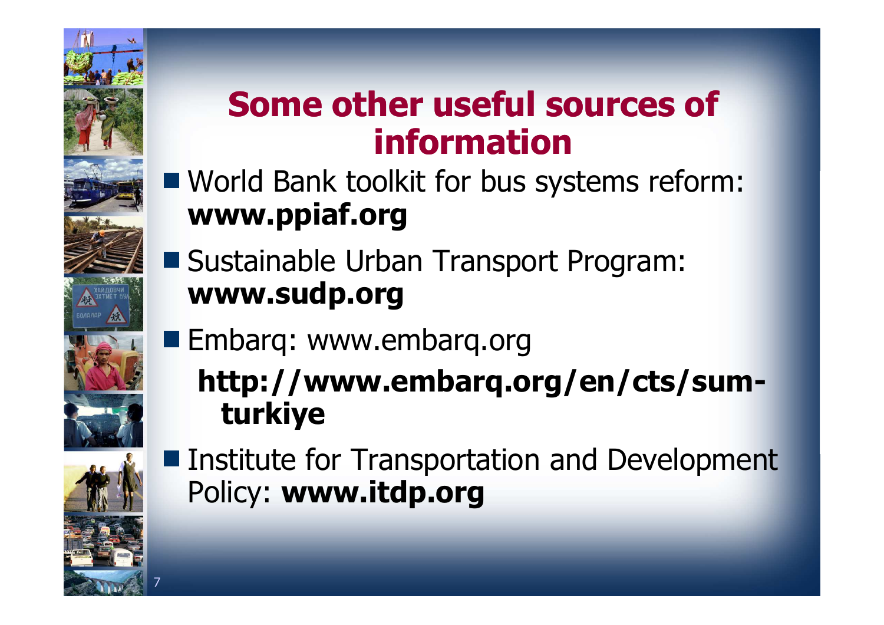# Some other useful sources of information

- World Bank toolkit for bus systems reform: **www.ppiaf.org**
- Sustainable Urban Transport Program: **www.sudp.org**
- Embarq: www.embarq.org
  - **http://www.embarq.org/en/cts/sum-turkiye**
- Institute for Transportation and Development Policy: **www.itdp.org**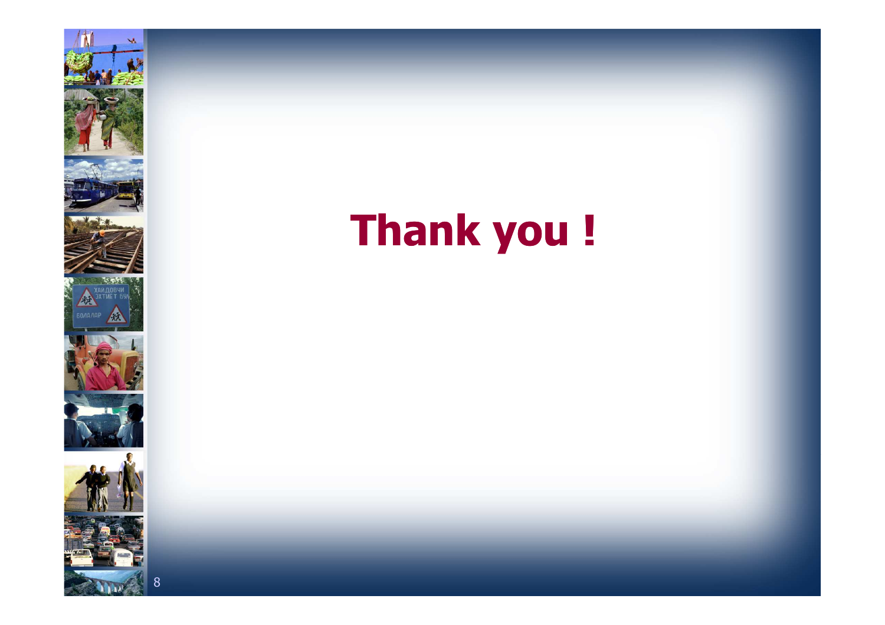# Thank you !